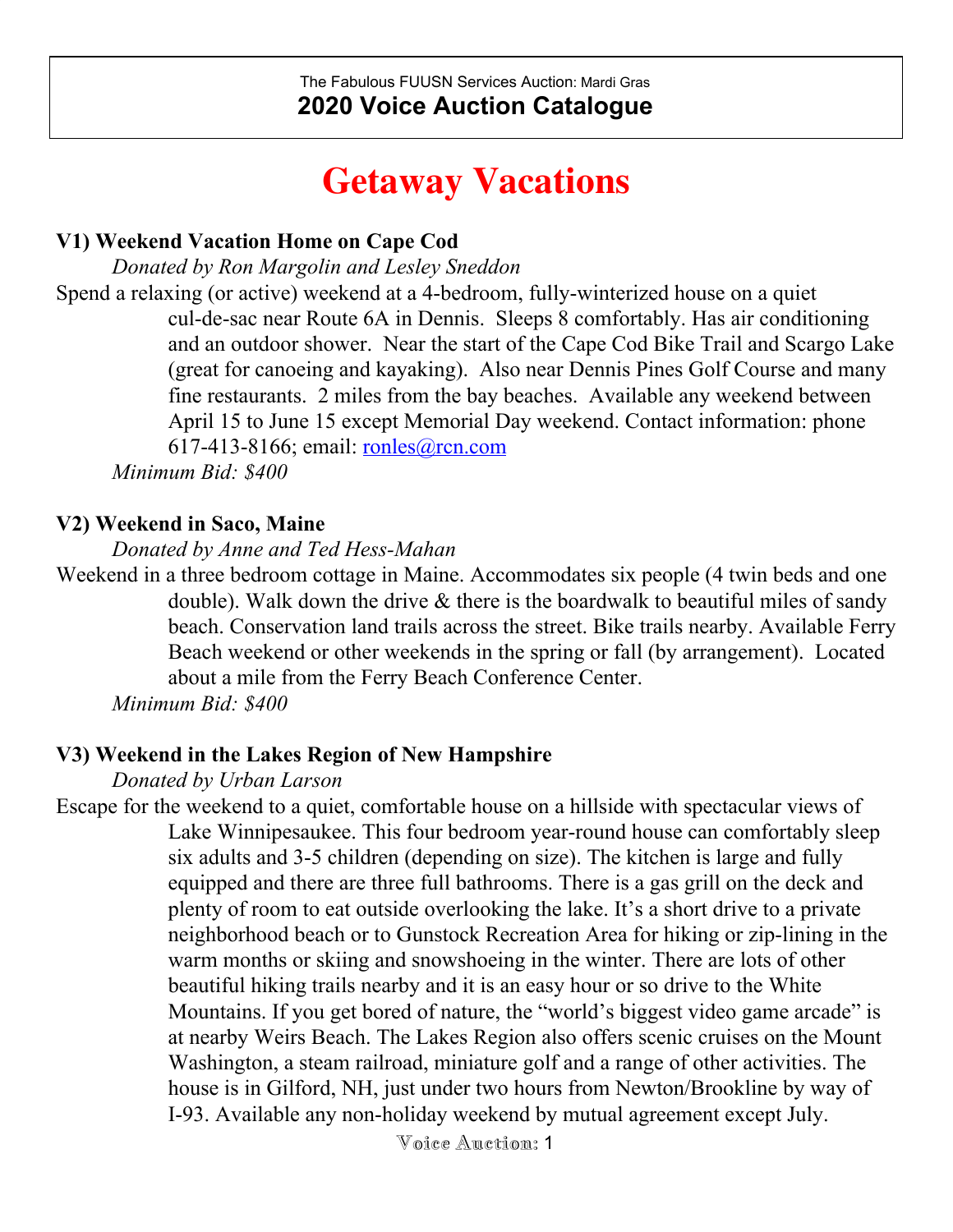The Fabulous FUUSN Services Auction: Mardi Gras

**2020 Voice Auction Catalogue**

# Getaway Vacations

### V1) Weekend Vacation Home on Cape Cod

*Donated by Ron Margolin and Lesley Sneddon*

Spend a relaxing (or active) weekend at a 4-bedroom, fully-winterized house on a quiet cul-de-sac near Route 6A in Dennis. Sleeps 8 comfortably. Has air conditioning and an outdoor shower. Near the start of the Cape Cod Bike Trail and Scargo Lake (great for canoeing and kayaking). Also near Dennis Pines Golf Course and many fine restaurants. 2 miles from the bay beaches. Available any weekend between April 15 to June 15 except Memorial Day weekend. Contact information: phone 617-413-8166; email: ronles@rcn.com

*Minimum Bid: $400*

### V2) Weekend in Saco, Maine

*Donated by Anne and Ted Hess-Mahan*

Weekend in a three bedroom cottage in Maine. Accommodates six people (4 twin beds and one double). Walk down the drive & there is the boardwalk to beautiful miles of sandy beach. Conservation land trails across the street. Bike trails nearby. Available Ferry Beach weekend or other weekends in the spring or fall (by arrangement). Located about a mile from the Ferry Beach Conference Center.

*Minimum Bid: $400*

### V3) Weekend in the Lakes Region of New Hampshire

*Donated by Urban Larson*

Escape for the weekend to a quiet, comfortable house on a hillside with spectacular views of Lake Winnipesaukee. This four bedroom year-round house can comfortably sleep six adults and 3-5 children (depending on size). The kitchen is large and fully equipped and there are three full bathrooms. There is a gas grill on the deck and plenty of room to eat outside overlooking the lake. It's a short drive to a private neighborhood beach or to Gunstock Recreation Area for hiking or zip-lining in the warm months or skiing and snowshoeing in the winter. There are lots of other beautiful hiking trails nearby and it is an easy hour or so drive to the White Mountains. If you get bored of nature, the "world's biggest video game arcade" is at nearby Weirs Beach. The Lakes Region also offers scenic cruises on the Mount Washington, a steam railroad, miniature golf and a range of other activities. The house is in Gilford, NH, just under two hours from Newton/Brookline by way of I-93. Available any non-holiday weekend by mutual agreement except July.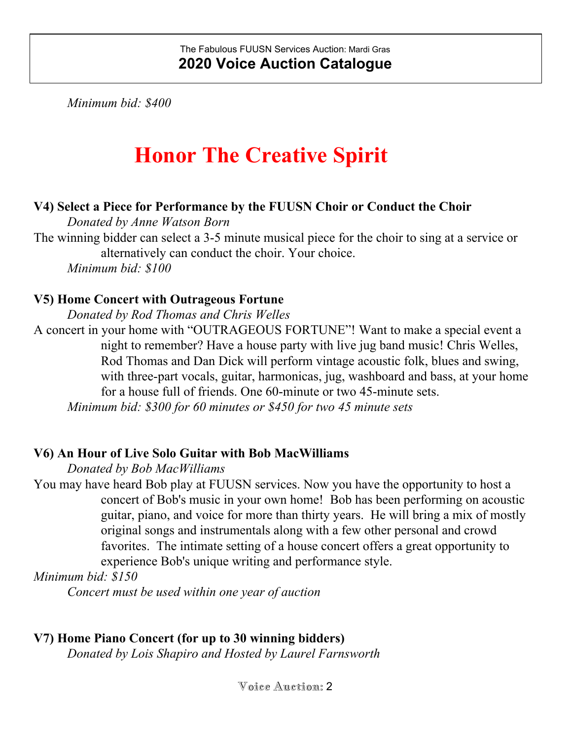*Minimum bid: $400*

# Honor The Creative Spirit

**V4) Select a Piece for Performance by the FUUSN Choir or Conduct the Choir**

*Donated by Anne Watson Born*

The winning bidder can select a 3-5 minute musical piece for the choir to sing at a service or alternatively can conduct the choir. Your choice.

*Minimum bid: $100*

**V5) Home Concert with Outrageous Fortune**

*Donated by Rod Thomas and Chris Welles*

A concert in your home with "OUTRAGEOUS FORTUNE"! Want to make a special event a night to remember? Have a house party with live jug band music! Chris Welles, Rod Thomas and Dan Dick will perform vintage acoustic folk, blues and swing, with three-part vocals, guitar, harmonicas, jug, washboard and bass, at your home for a house full of friends. One 60-minute or two 45-minute sets.

*Minimum bid: $300 for 60 minutes or $450 for two 45 minute sets*

**V6) An Hour of Live Solo Guitar with Bob MacWilliams**

*Donated by Bob MacWilliams*

You may have heard Bob play at FUUSN services. Now you have the opportunity to host a concert of Bob's music in your own home! Bob has been performing on acoustic guitar, piano, and voice for more than thirty years. He will bring a mix of mostly original songs and instrumentals along with a few other personal and crowd favorites. The intimate setting of a house concert offers a great opportunity to experience Bob's unique writing and performance style.

*Minimum bid: $150*

*Concert must be used within one year of auction*

**V7) Home Piano Concert (for up to 30 winning bidders)**

*Donated by Lois Shapiro and Hosted by Laurel Farnsworth*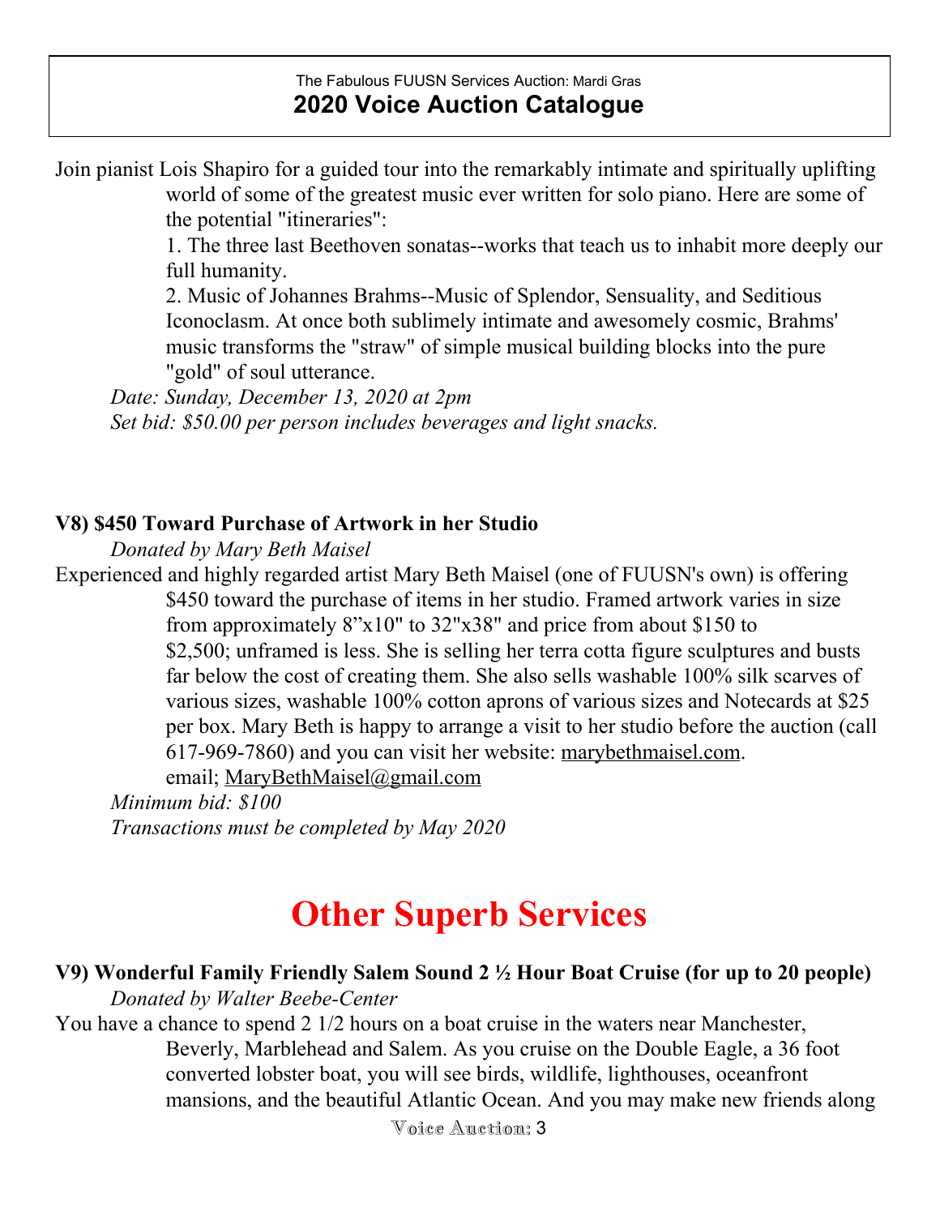Join pianist Lois Shapiro for a guided tour into the remarkably intimate and spiritually uplifting world of some of the greatest music ever written for solo piano. Here are some of the potential "itineraries":

1. The three last Beethoven sonatas--works that teach us to inhabit more deeply our full humanity.
2. Music of Johannes Brahms--Music of Splendor, Sensuality, and Seditious Iconoclasm. At once both sublimely intimate and awesomely cosmic, Brahms' music transforms the "straw" of simple musical building blocks into the pure "gold" of soul utterance.

*Date: Sunday, December 13, 2020 at 2pm*
*Set bid: $50.00 per person includes beverages and light snacks.*

**V8) $450 Toward Purchase of Artwork in her Studio**

*Donated by Mary Beth Maisel*

Experienced and highly regarded artist Mary Beth Maisel (one of FUUSN's own) is offering $450 toward the purchase of items in her studio. Framed artwork varies in size from approximately 8"x10" to 32"x38" and price from about $150 to $2,500; unframed is less. She is selling her terra cotta figure sculptures and busts far below the cost of creating them. She also sells washable 100% silk scarves of various sizes, washable 100% cotton aprons of various sizes and Notecards at $25 per box. Mary Beth is happy to arrange a visit to her studio before the auction (call 617-969-7860) and you can visit her website: marybethmaisel.com. email; MaryBethMaisel@gmail.com

*Minimum bid: $100*
*Transactions must be completed by May 2020*

# Other Superb Services

**V9) Wonderful Family Friendly Salem Sound 2 ½ Hour Boat Cruise (for up to 20 people)**

*Donated by Walter Beebe-Center*

You have a chance to spend 2 1/2 hours on a boat cruise in the waters near Manchester, Beverly, Marblehead and Salem. As you cruise on the Double Eagle, a 36 foot converted lobster boat, you will see birds, wildlife, lighthouses, oceanfront mansions, and the beautiful Atlantic Ocean. And you may make new friends along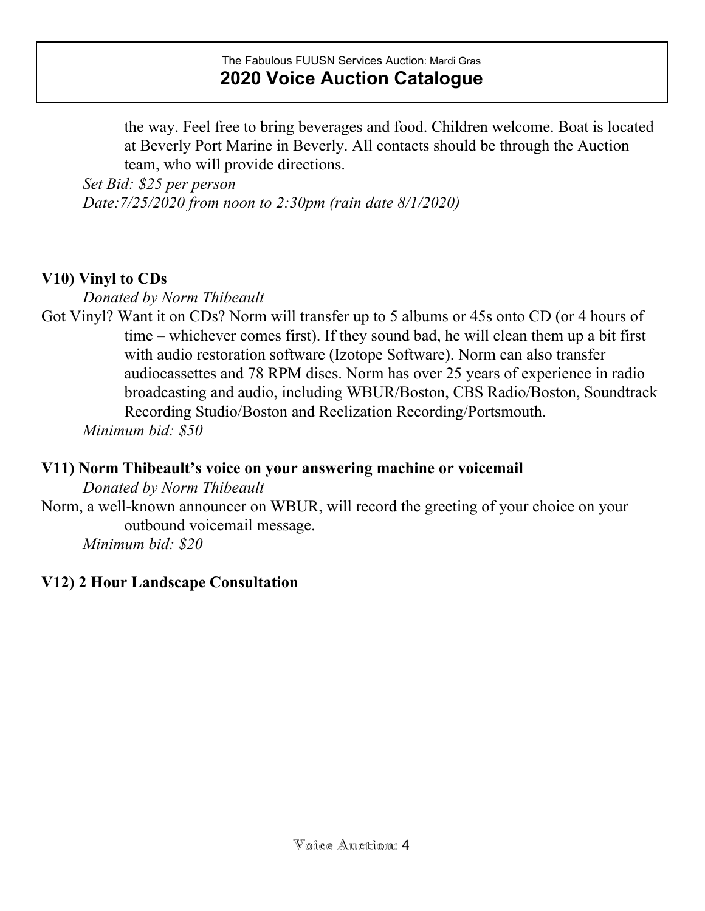the way. Feel free to bring beverages and food. Children welcome. Boat is located at Beverly Port Marine in Beverly. All contacts should be through the Auction team, who will provide directions.

*Set Bid: $25 per person*

*Date:7/25/2020 from noon to 2:30pm (rain date 8/1/2020)*

### V10) Vinyl to CDs

*Donated by Norm Thibeault*

Got Vinyl? Want it on CDs? Norm will transfer up to 5 albums or 45s onto CD (or 4 hours of time – whichever comes first). If they sound bad, he will clean them up a bit first with audio restoration software (Izotope Software). Norm can also transfer audiocassettes and 78 RPM discs. Norm has over 25 years of experience in radio broadcasting and audio, including WBUR/Boston, CBS Radio/Boston, Soundtrack Recording Studio/Boston and Reelization Recording/Portsmouth.

*Minimum bid: $50*

### V11) Norm Thibeault's voice on your answering machine or voicemail

*Donated by Norm Thibeault*

Norm, a well-known announcer on WBUR, will record the greeting of your choice on your outbound voicemail message.

*Minimum bid: $20*

### V12) 2 Hour Landscape Consultation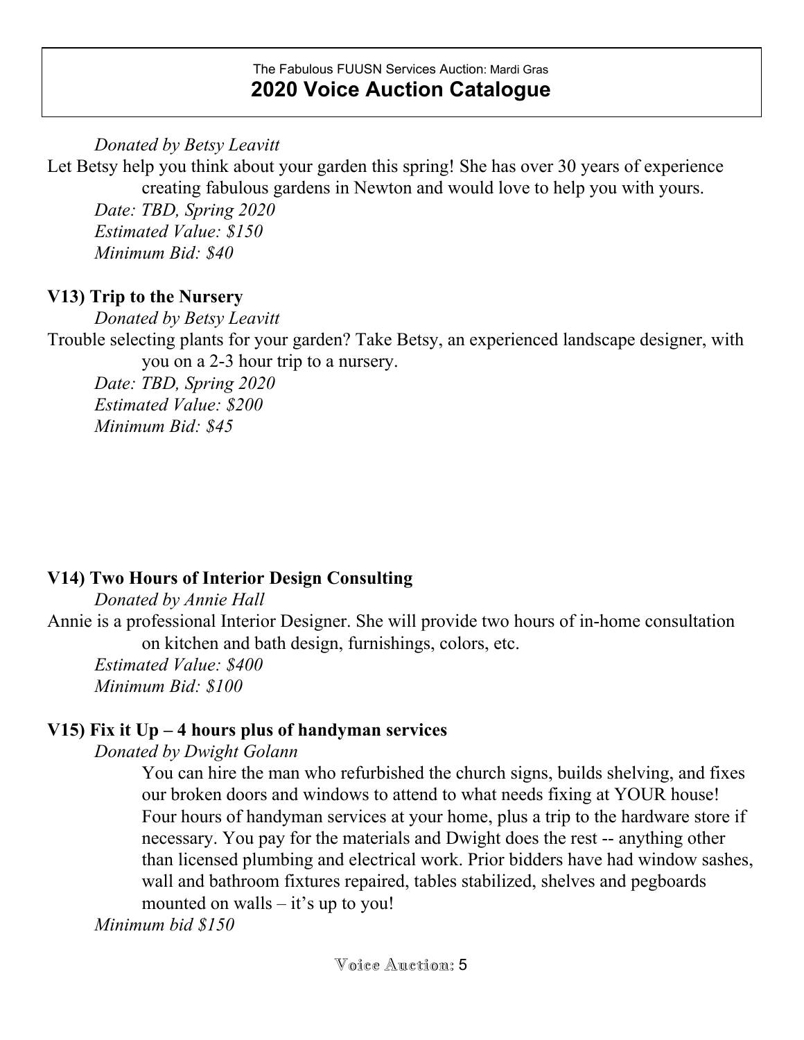*Donated by Betsy Leavitt*

Let Betsy help you think about your garden this spring! She has over 30 years of experience creating fabulous gardens in Newton and would love to help you with yours.

*Date: TBD, Spring 2020*
*Estimated Value: $150*
*Minimum Bid: $40*

**V13) Trip to the Nursery**

*Donated by Betsy Leavitt*

Trouble selecting plants for your garden? Take Betsy, an experienced landscape designer, with you on a 2-3 hour trip to a nursery.

*Date: TBD, Spring 2020*
*Estimated Value: $200*
*Minimum Bid: $45*

**V14) Two Hours of Interior Design Consulting**

*Donated by Annie Hall*

Annie is a professional Interior Designer. She will provide two hours of in-home consultation on kitchen and bath design, furnishings, colors, etc.

*Estimated Value: $400*
*Minimum Bid: $100*

**V15) Fix it Up – 4 hours plus of handyman services**

*Donated by Dwight Golann*

You can hire the man who refurbished the church signs, builds shelving, and fixes our broken doors and windows to attend to what needs fixing at YOUR house! Four hours of handyman services at your home, plus a trip to the hardware store if necessary. You pay for the materials and Dwight does the rest -- anything other than licensed plumbing and electrical work. Prior bidders have had window sashes, wall and bathroom fixtures repaired, tables stabilized, shelves and pegboards mounted on walls – it's up to you!

*Minimum bid $150*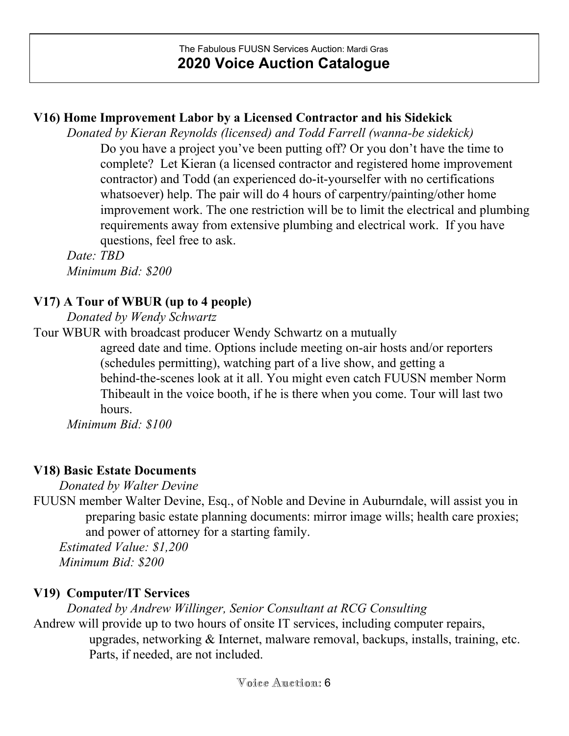The Fabulous FUUSN Services Auction: Mardi Gras

**2020 Voice Auction Catalogue**

### V16) Home Improvement Labor by a Licensed Contractor and his Sidekick

*Donated by Kieran Reynolds (licensed) and Todd Farrell (wanna-be sidekick)*

Do you have a project you've been putting off? Or you don't have the time to complete? Let Kieran (a licensed contractor and registered home improvement contractor) and Todd (an experienced do-it-yourselfer with no certifications whatsoever) help. The pair will do 4 hours of carpentry/painting/other home improvement work. The one restriction will be to limit the electrical and plumbing requirements away from extensive plumbing and electrical work. If you have questions, feel free to ask.

*Date: TBD*

*Minimum Bid: $200*

### V17) A Tour of WBUR (up to 4 people)

*Donated by Wendy Schwartz*

Tour WBUR with broadcast producer Wendy Schwartz on a mutually agreed date and time. Options include meeting on-air hosts and/or reporters (schedules permitting), watching part of a live show, and getting a behind-the-scenes look at it all. You might even catch FUUSN member Norm Thibeault in the voice booth, if he is there when you come. Tour will last two hours.

*Minimum Bid: $100*

### V18) Basic Estate Documents

*Donated by Walter Devine*

FUUSN member Walter Devine, Esq., of Noble and Devine in Auburndale, will assist you in preparing basic estate planning documents: mirror image wills; health care proxies; and power of attorney for a starting family.

*Estimated Value: $1,200*

*Minimum Bid: $200*

### V19) Computer/IT Services

*Donated by Andrew Willinger, Senior Consultant at RCG Consulting*

Andrew will provide up to two hours of onsite IT services, including computer repairs, upgrades, networking & Internet, malware removal, backups, installs, training, etc. Parts, if needed, are not included.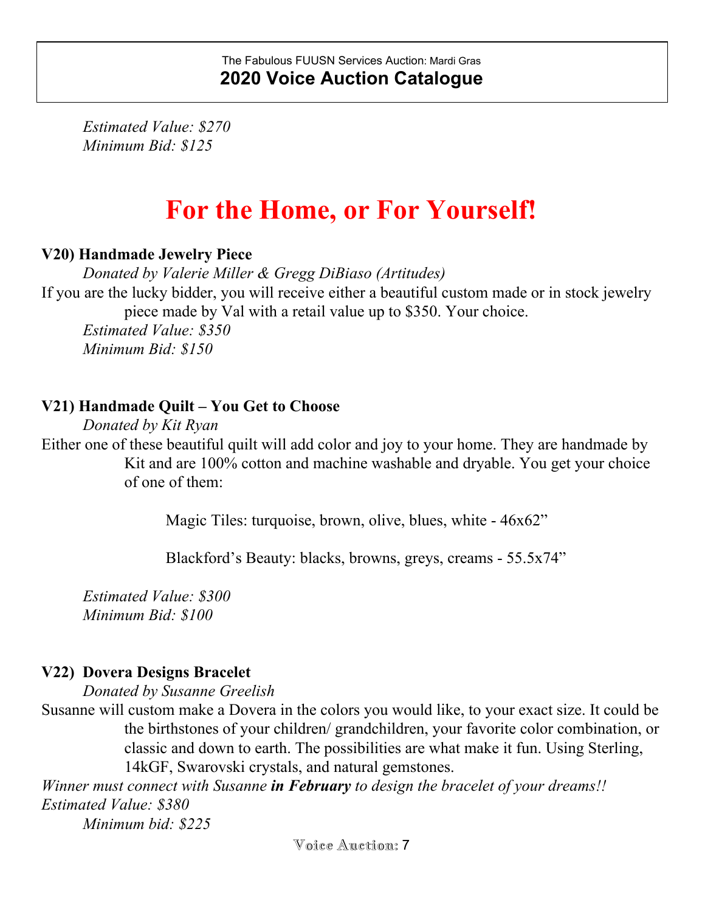*Estimated Value: $270*
*Minimum Bid: $125*

# For the Home, or For Yourself!

**V20) Handmade Jewelry Piece**

*Donated by Valerie Miller & Gregg DiBiaso (Artitudes)*

If you are the lucky bidder, you will receive either a beautiful custom made or in stock jewelry piece made by Val with a retail value up to $350. Your choice.

*Estimated Value: $350*
*Minimum Bid: $150*

**V21) Handmade Quilt – You Get to Choose**

*Donated by Kit Ryan*

Either one of these beautiful quilt will add color and joy to your home. They are handmade by Kit and are 100% cotton and machine washable and dryable. You get your choice of one of them:

Magic Tiles: turquoise, brown, olive, blues, white - 46x62”

Blackford’s Beauty: blacks, browns, greys, creams - 55.5x74”

*Estimated Value: $300*
*Minimum Bid: $100*

**V22) Dovera Designs Bracelet**

*Donated by Susanne Greelish*

Susanne will custom make a Dovera in the colors you would like, to your exact size. It could be the birthstones of your children/ grandchildren, your favorite color combination, or classic and down to earth. The possibilities are what make it fun. Using Sterling, 14kGF, Swarovski crystals, and natural gemstones.

*Winner must connect with Susanne* ***in February*** *to design the bracelet of your dreams!!*

*Estimated Value: $380*
*Minimum bid: $225*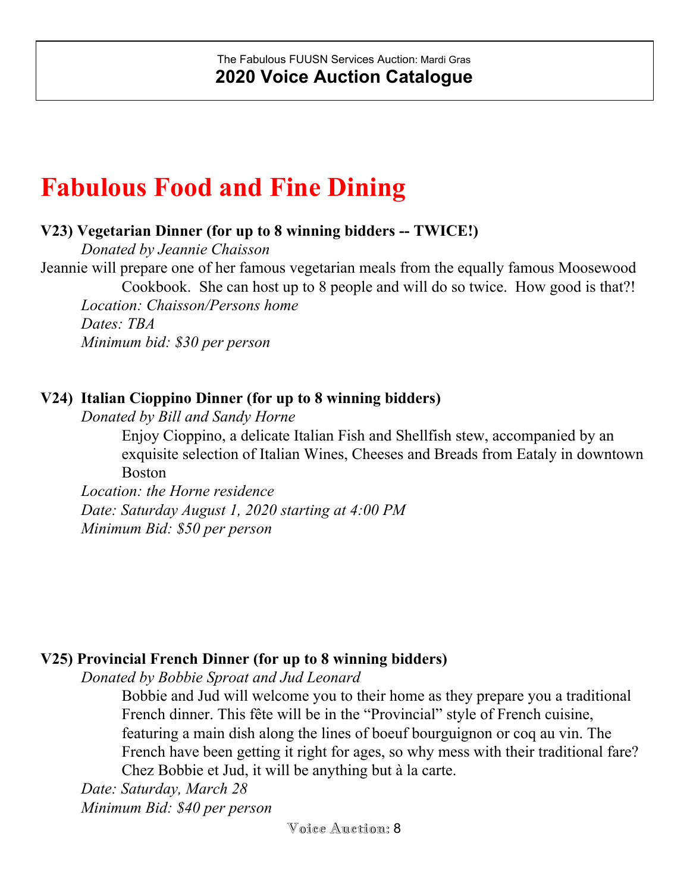The Fabulous FUUSN Services Auction: Mardi Gras

**2020 Voice Auction Catalogue**

# Fabulous Food and Fine Dining

**V23) Vegetarian Dinner (for up to 8 winning bidders -- TWICE!)**

*Donated by Jeannie Chaisson*

Jeannie will prepare one of her famous vegetarian meals from the equally famous Moosewood Cookbook. She can host up to 8 people and will do so twice. How good is that?!

*Location: Chaisson/Persons home*

*Dates: TBA*

*Minimum bid: $30 per person*

**V24) Italian Cioppino Dinner (for up to 8 winning bidders)**

*Donated by Bill and Sandy Horne*

Enjoy Cioppino, a delicate Italian Fish and Shellfish stew, accompanied by an exquisite selection of Italian Wines, Cheeses and Breads from Eataly in downtown Boston

*Location: the Horne residence*

*Date: Saturday August 1, 2020 starting at 4:00 PM*

*Minimum Bid: $50 per person*

**V25) Provincial French Dinner (for up to 8 winning bidders)**

*Donated by Bobbie Sproat and Jud Leonard*

Bobbie and Jud will welcome you to their home as they prepare you a traditional French dinner. This fête will be in the "Provincial" style of French cuisine, featuring a main dish along the lines of boeuf bourguignon or coq au vin. The French have been getting it right for ages, so why mess with their traditional fare? Chez Bobbie et Jud, it will be anything but à la carte.

*Date: Saturday, March 28*

*Minimum Bid: $40 per person*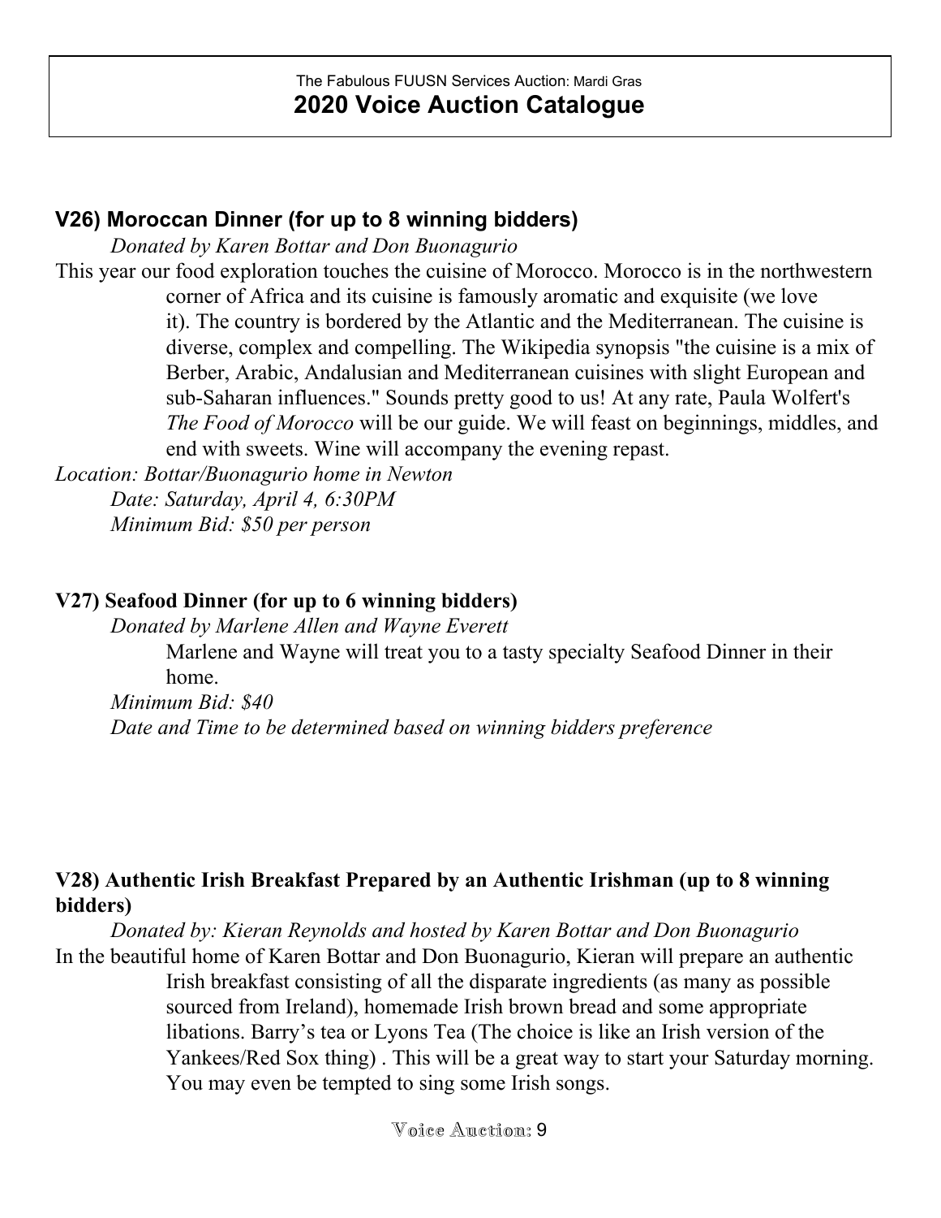The Fabulous FUUSN Services Auction: Mardi Gras

**2020 Voice Auction Catalogue**

### V26) Moroccan Dinner (for up to 8 winning bidders)

*Donated by Karen Bottar and Don Buonagurio*

This year our food exploration touches the cuisine of Morocco. Morocco is in the northwestern corner of Africa and its cuisine is famously aromatic and exquisite (we love it). The country is bordered by the Atlantic and the Mediterranean. The cuisine is diverse, complex and compelling. The Wikipedia synopsis "the cuisine is a mix of Berber, Arabic, Andalusian and Mediterranean cuisines with slight European and sub-Saharan influences." Sounds pretty good to us! At any rate, Paula Wolfert's *The Food of Morocco* will be our guide. We will feast on beginnings, middles, and end with sweets. Wine will accompany the evening repast.

*Location: Bottar/Buonagurio home in Newton*

*Date: Saturday, April 4, 6:30PM*

*Minimum Bid: $50 per person*

### V27) Seafood Dinner (for up to 6 winning bidders)

*Donated by Marlene Allen and Wayne Everett*

Marlene and Wayne will treat you to a tasty specialty Seafood Dinner in their home.

*Minimum Bid: $40*

*Date and Time to be determined based on winning bidders preference*

### V28) Authentic Irish Breakfast Prepared by an Authentic Irishman (up to 8 winning bidders)

*Donated by: Kieran Reynolds and hosted by Karen Bottar and Don Buonagurio*

In the beautiful home of Karen Bottar and Don Buonagurio, Kieran will prepare an authentic Irish breakfast consisting of all the disparate ingredients (as many as possible sourced from Ireland), homemade Irish brown bread and some appropriate libations. Barry's tea or Lyons Tea (The choice is like an Irish version of the Yankees/Red Sox thing) . This will be a great way to start your Saturday morning. You may even be tempted to sing some Irish songs.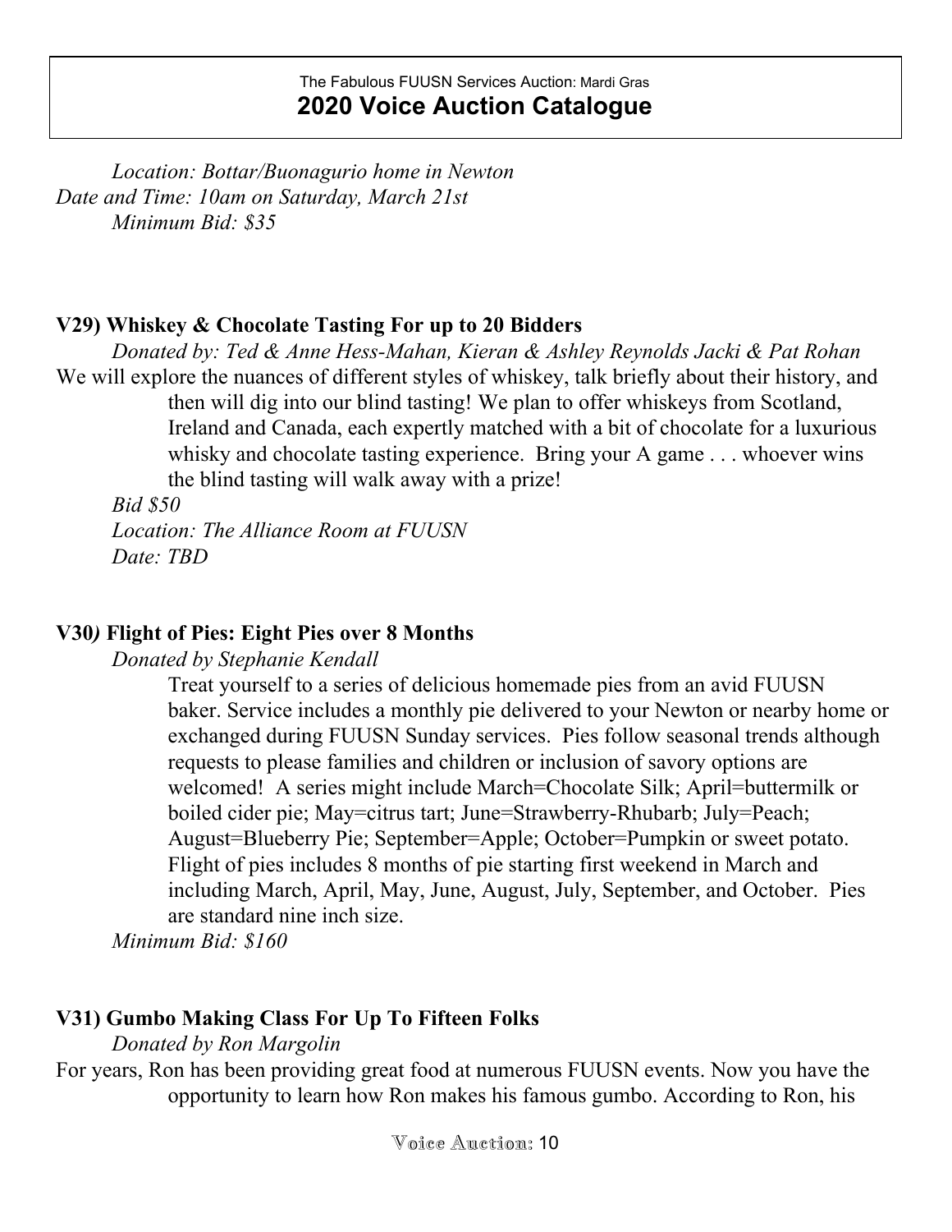*Location: Bottar/Buonagurio home in Newton*
*Date and Time: 10am on Saturday, March 21st*
*Minimum Bid: $35*

**V29) Whiskey & Chocolate Tasting For up to 20 Bidders**

*Donated by: Ted & Anne Hess-Mahan, Kieran & Ashley Reynolds Jacki & Pat Rohan*

We will explore the nuances of different styles of whiskey, talk briefly about their history, and then will dig into our blind tasting! We plan to offer whiskeys from Scotland, Ireland and Canada, each expertly matched with a bit of chocolate for a luxurious whisky and chocolate tasting experience. Bring your A game . . . whoever wins the blind tasting will walk away with a prize!

*Bid $50*
*Location: The Alliance Room at FUUSN*
*Date: TBD*

**V30*)* Flight of Pies: Eight Pies over 8 Months**

*Donated by Stephanie Kendall*

Treat yourself to a series of delicious homemade pies from an avid FUUSN baker. Service includes a monthly pie delivered to your Newton or nearby home or exchanged during FUUSN Sunday services. Pies follow seasonal trends although requests to please families and children or inclusion of savory options are welcomed! A series might include March=Chocolate Silk; April=buttermilk or boiled cider pie; May=citrus tart; June=Strawberry-Rhubarb; July=Peach; August=Blueberry Pie; September=Apple; October=Pumpkin or sweet potato. Flight of pies includes 8 months of pie starting first weekend in March and including March, April, May, June, August, July, September, and October. Pies are standard nine inch size.

*Minimum Bid: $160*

**V31) Gumbo Making Class For Up To Fifteen Folks**

*Donated by Ron Margolin*

For years, Ron has been providing great food at numerous FUUSN events. Now you have the opportunity to learn how Ron makes his famous gumbo. According to Ron, his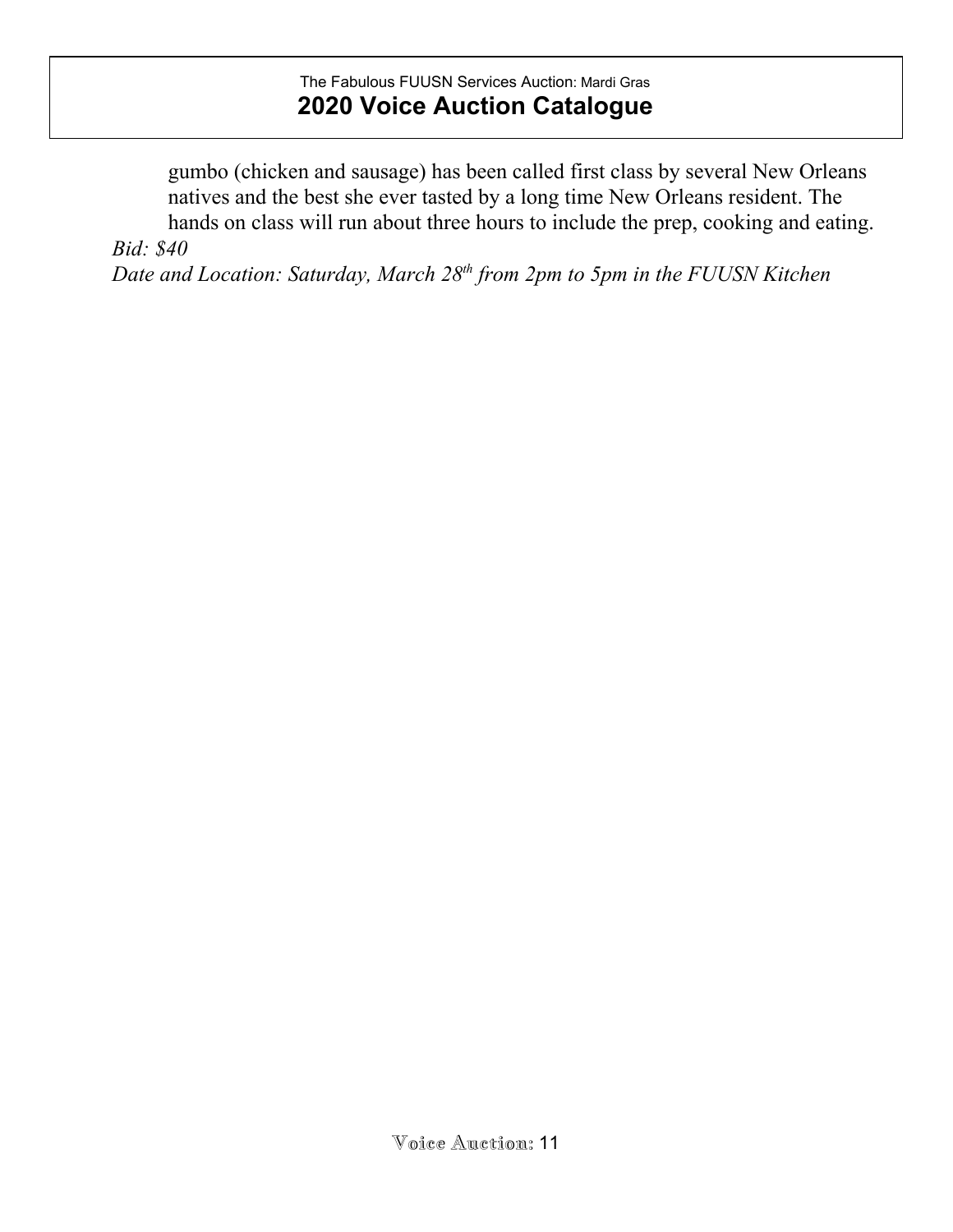gumbo (chicken and sausage) has been called first class by several New Orleans natives and the best she ever tasted by a long time New Orleans resident. The hands on class will run about three hours to include the prep, cooking and eating.

*Bid: $40*

*Date and Location: Saturday, March 28th from 2pm to 5pm in the FUUSN Kitchen*